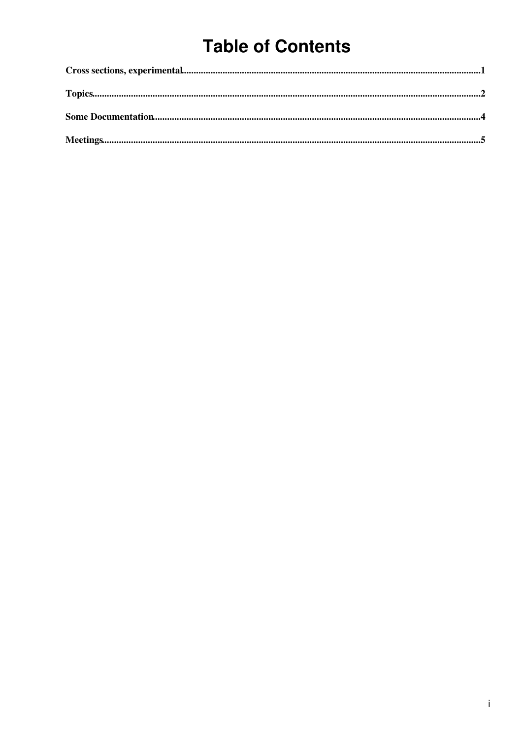# Table of Contents

**Cross sections, experimental**......................................................................................................................1

**Topics**..........................................................................................................................................................2

**Some Documentation**..................................................................................................................................4

**Meetings**......................................................................................................................................................5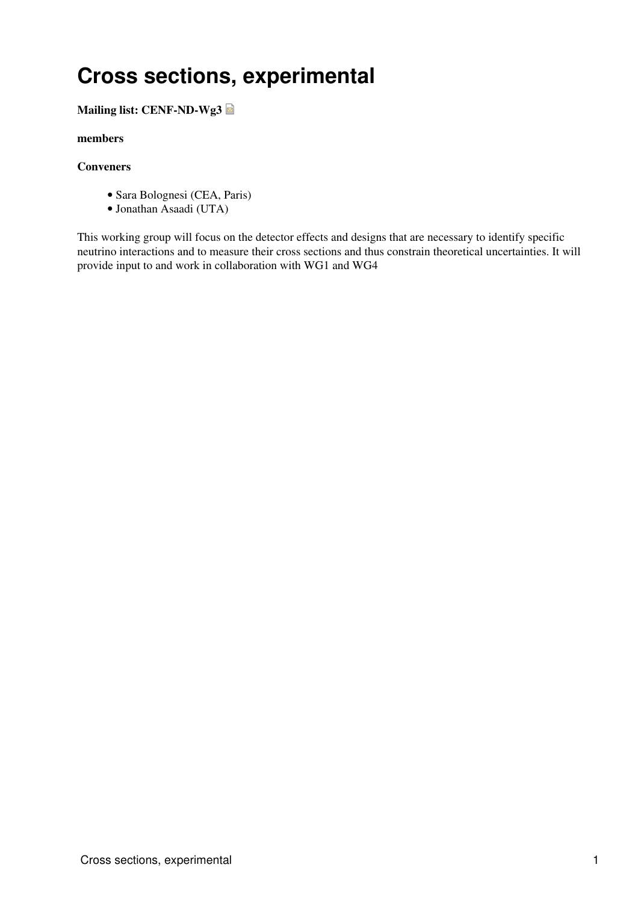# Cross sections, experimental

**Mailing list: CENF-ND-Wg3**

**members**

**Conveners**

- Sara Bolognesi (CEA, Paris)
- Jonathan Asaadi (UTA)

This working group will focus on the detector effects and designs that are necessary to identify specific neutrino interactions and to measure their cross sections and thus constrain theoretical uncertainties. It will provide input to and work in collaboration with WG1 and WG4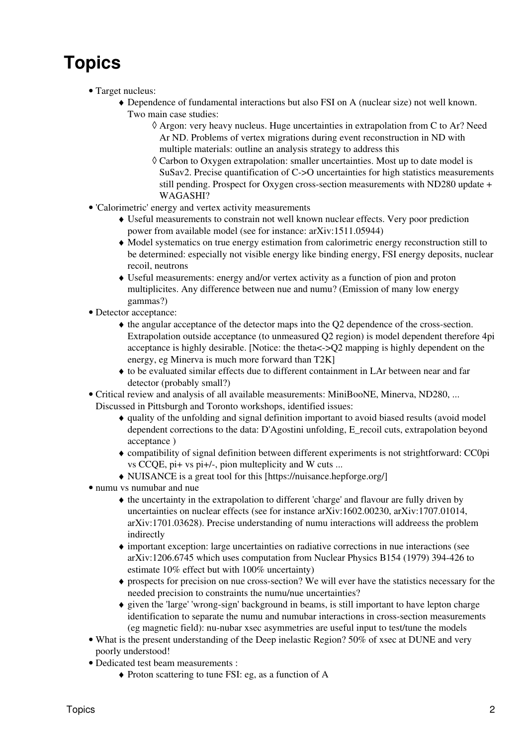# Topics

- Target nucleus:
    - Dependence of fundamental interactions but also FSI on A (nuclear size) not well known. Two main case studies:
        - Argon: very heavy nucleus. Huge uncertainties in extrapolation from C to Ar? Need Ar ND. Problems of vertex migrations during event reconstruction in ND with multiple materials: outline an analysis strategy to address this
        - Carbon to Oxygen extrapolation: smaller uncertainties. Most up to date model is SuSav2. Precise quantification of C->O uncertainties for high statistics measurements still pending. Prospect for Oxygen cross-section measurements with ND280 update + WAGASHI?
- 'Calorimetric' energy and vertex activity measurements
    - Useful measurements to constrain not well known nuclear effects. Very poor prediction power from available model (see for instance: arXiv:1511.05944)
    - Model systematics on true energy estimation from calorimetric energy reconstruction still to be determined: especially not visible energy like binding energy, FSI energy deposits, nuclear recoil, neutrons
    - Useful measurements: energy and/or vertex activity as a function of pion and proton multiplicites. Any difference between nue and numu? (Emission of many low energy gammas?)
- Detector acceptance:
    - the angular acceptance of the detector maps into the Q2 dependence of the cross-section. Extrapolation outside acceptance (to unmeasured Q2 region) is model dependent therefore 4pi acceptance is highly desirable. [Notice: the theta<->Q2 mapping is highly dependent on the energy, eg Minerva is much more forward than T2K]
    - to be evaluated similar effects due to different containment in LAr between near and far detector (probably small?)
- Critical review and analysis of all available measurements: MiniBooNE, Minerva, ND280, ... Discussed in Pittsburgh and Toronto workshops, identified issues:
    - quality of the unfolding and signal definition important to avoid biased results (avoid model dependent corrections to the data: D'Agostini unfolding, E_recoil cuts, extrapolation beyond acceptance )
    - compatibility of signal definition between different experiments is not strightforward: CC0pi vs CCQE, pi+ vs pi+/-, pion multeplicity and W cuts ...
    - NUISANCE is a great tool for this [https://nuisance.hepforge.org/]
- numu vs numubar and nue
    - the uncertainty in the extrapolation to different 'charge' and flavour are fully driven by uncertainties on nuclear effects (see for instance arXiv:1602.00230, arXiv:1707.01014, arXiv:1701.03628). Precise understanding of numu interactions will addreess the problem indirectly
    - important exception: large uncertainties on radiative corrections in nue interactions (see arXiv:1206.6745 which uses computation from Nuclear Physics B154 (1979) 394-426 to estimate 10% effect but with 100% uncertainty)
    - prospects for precision on nue cross-section? We will ever have the statistics necessary for the needed precision to constraints the numu/nue uncertainties?
    - given the 'large' 'wrong-sign' background in beams, is still important to have lepton charge identification to separate the numu and numubar interactions in cross-section measurements (eg magnetic field): nu-nubar xsec asymmetries are useful input to test/tune the models
- What is the present understanding of the Deep inelastic Region? 50% of xsec at DUNE and very poorly understood!
- Dedicated test beam measurements :
    - Proton scattering to tune FSI: eg, as a function of A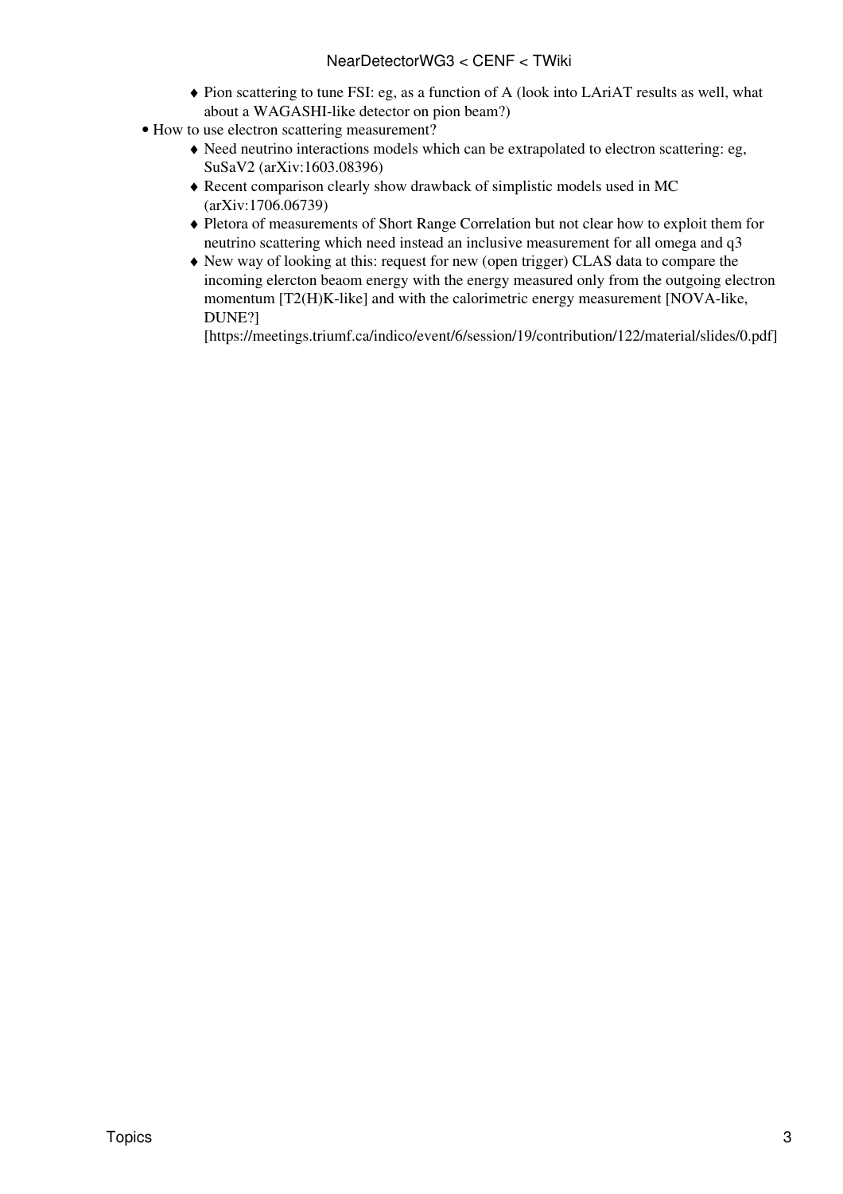- Pion scattering to tune FSI: eg, as a function of A (look into LAriAT results as well, what about a WAGASHI-like detector on pion beam?)
- How to use electron scattering measurement?
    - Need neutrino interactions models which can be extrapolated to electron scattering: eg, SuSaV2 (arXiv:1603.08396)
    - Recent comparison clearly show drawback of simplistic models used in MC (arXiv:1706.06739)
    - Pletora of measurements of Short Range Correlation but not clear how to exploit them for neutrino scattering which need instead an inclusive measurement for all omega and q3
    - New way of looking at this: request for new (open trigger) CLAS data to compare the incoming elercton beaom energy with the energy measured only from the outgoing electron momentum [T2(H)K-like] and with the calorimetric energy measurement [NOVA-like, DUNE?] [https://meetings.triumf.ca/indico/event/6/session/19/contribution/122/material/slides/0.pdf]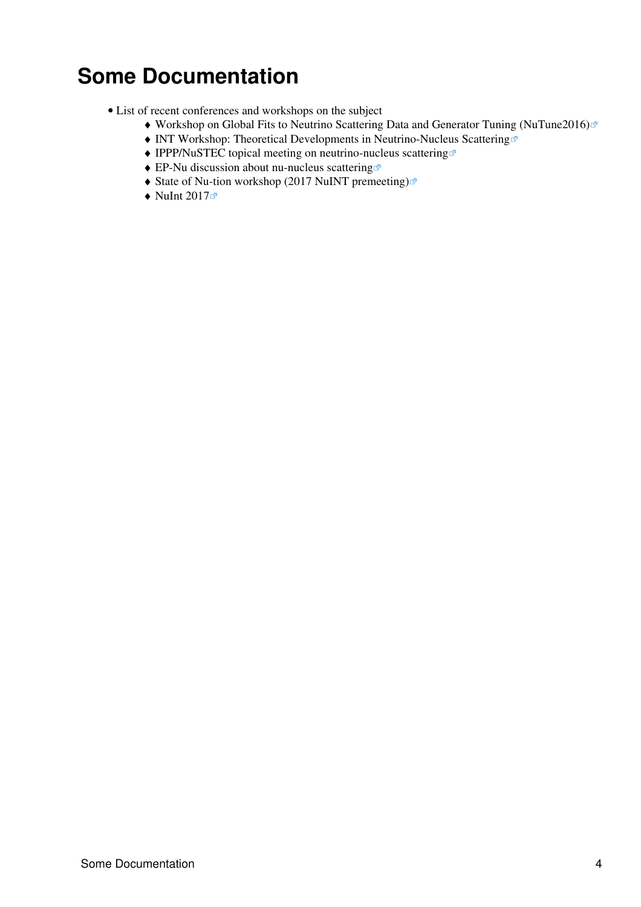# Some Documentation

- List of recent conferences and workshops on the subject
    - Workshop on Global Fits to Neutrino Scattering Data and Generator Tuning (NuTune2016)
    - INT Workshop: Theoretical Developments in Neutrino-Nucleus Scattering
    - IPPP/NuSTEC topical meeting on neutrino-nucleus scattering
    - EP-Nu discussion about nu-nucleus scattering
    - State of Nu-tion workshop (2017 NuINT premeeting)
    - NuInt 2017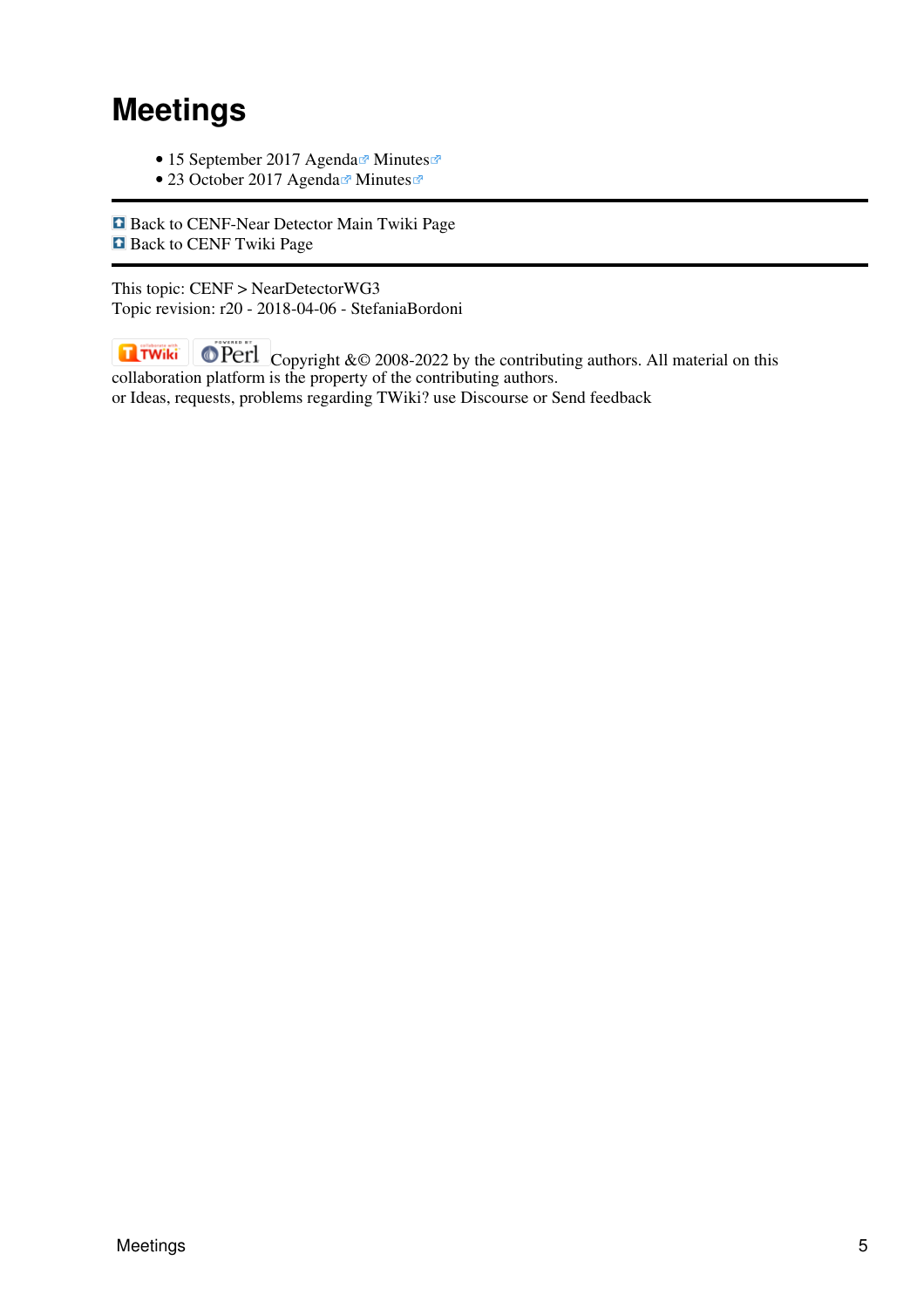# Meetings

- 15 September 2017 Agenda Minutes
- 23 October 2017 Agenda Minutes

---

Back to CENF-Near Detector Main Twiki Page
Back to CENF Twiki Page

---

This topic: CENF > NearDetectorWG3
Topic revision: r20 - 2018-04-06 - StefaniaBordoni

Copyright &© 2008-2022 by the contributing authors. All material on this collaboration platform is the property of the contributing authors.
or Ideas, requests, problems regarding TWiki? use Discourse or Send feedback